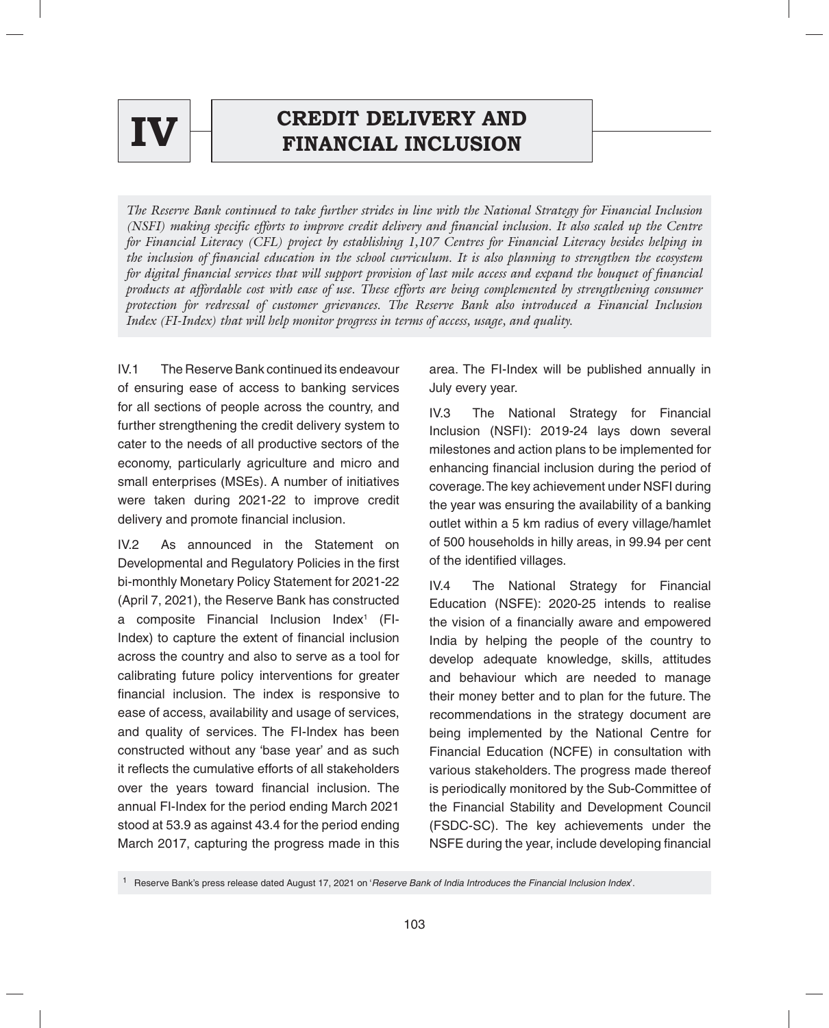# IV CREDIT DELIVERY AND FINANCIAL INCLUSION

*The Reserve Bank continued to take further strides in line with the National Strategy for Financial Inclusion (NSFI) making specific efforts to improve credit delivery and financial inclusion. It also scaled up the Centre for Financial Literacy (CFL) project by establishing 1,107 Centres for Financial Literacy besides helping in the inclusion of financial education in the school curriculum. It is also planning to strengthen the ecosystem for digital financial services that will support provision of last mile access and expand the bouquet of financial products at affordable cost with ease of use. These efforts are being complemented by strengthening consumer protection for redressal of customer grievances. The Reserve Bank also introduced a Financial Inclusion Index (FI-Index) that will help monitor progress in terms of access, usage, and quality.*

IV.1 The Reserve Bank continued its endeavour of ensuring ease of access to banking services for all sections of people across the country, and further strengthening the credit delivery system to cater to the needs of all productive sectors of the economy, particularly agriculture and micro and small enterprises (MSEs). A number of initiatives were taken during 2021-22 to improve credit delivery and promote financial inclusion.

IV.2 As announced in the Statement on Developmental and Regulatory Policies in the first bi-monthly Monetary Policy Statement for 2021-22 (April 7, 2021), the Reserve Bank has constructed a composite Financial Inclusion Index[1] (FI-Index) to capture the extent of financial inclusion across the country and also to serve as a tool for calibrating future policy interventions for greater financial inclusion. The index is responsive to ease of access, availability and usage of services, and quality of services. The FI-Index has been constructed without any 'base year' and as such it reflects the cumulative efforts of all stakeholders over the years toward financial inclusion. The annual FI-Index for the period ending March 2021 stood at 53.9 as against 43.4 for the period ending March 2017, capturing the progress made in this area. The FI-Index will be published annually in July every year.

IV.3 The National Strategy for Financial Inclusion (NSFI): 2019-24 lays down several milestones and action plans to be implemented for enhancing financial inclusion during the period of coverage. The key achievement under NSFI during the year was ensuring the availability of a banking outlet within a 5 km radius of every village/hamlet of 500 households in hilly areas, in 99.94 per cent of the identified villages.

IV.4 The National Strategy for Financial Education (NSFE): 2020-25 intends to realise the vision of a financially aware and empowered India by helping the people of the country to develop adequate knowledge, skills, attitudes and behaviour which are needed to manage their money better and to plan for the future. The recommendations in the strategy document are being implemented by the National Centre for Financial Education (NCFE) in consultation with various stakeholders. The progress made thereof is periodically monitored by the Sub-Committee of the Financial Stability and Development Council (FSDC-SC). The key achievements under the NSFE during the year, include developing financial

[1] Reserve Bank's press release dated August 17, 2021 on '*Reserve Bank of India Introduces the Financial Inclusion Index*'.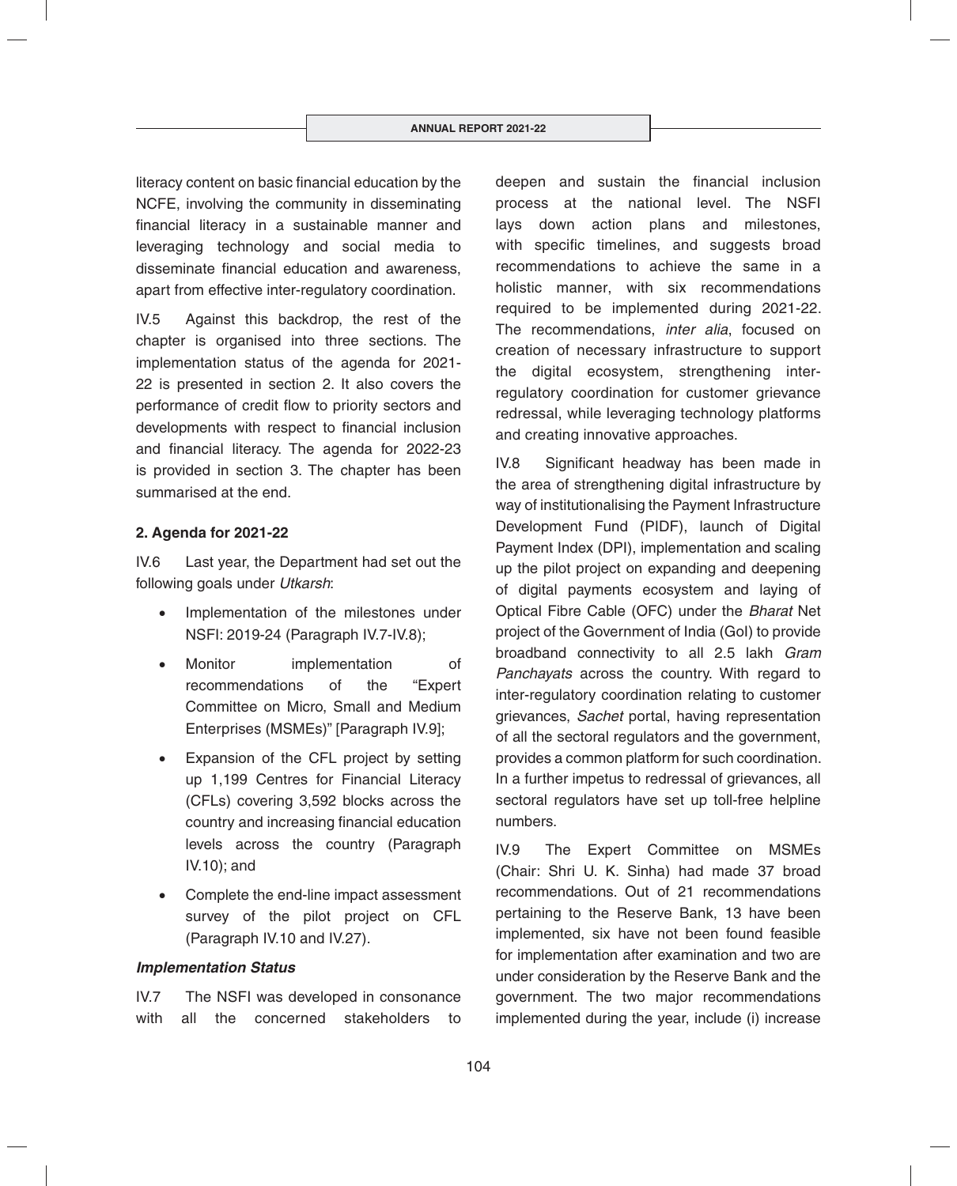literacy content on basic financial education by the NCFE, involving the community in disseminating financial literacy in a sustainable manner and leveraging technology and social media to disseminate financial education and awareness, apart from effective inter-regulatory coordination.

IV.5 Against this backdrop, the rest of the chapter is organised into three sections. The implementation status of the agenda for 2021-22 is presented in section 2. It also covers the performance of credit flow to priority sectors and developments with respect to financial inclusion and financial literacy. The agenda for 2022-23 is provided in section 3. The chapter has been summarised at the end.

**2. Agenda for 2021-22**

IV.6 Last year, the Department had set out the following goals under *Utkarsh*:

- Implementation of the milestones under NSFI: 2019-24 (Paragraph IV.7-IV.8);
- Monitor implementation of recommendations of the "Expert Committee on Micro, Small and Medium Enterprises (MSMEs)" [Paragraph IV.9];
- Expansion of the CFL project by setting up 1,199 Centres for Financial Literacy (CFLs) covering 3,592 blocks across the country and increasing financial education levels across the country (Paragraph IV.10); and
- Complete the end-line impact assessment survey of the pilot project on CFL (Paragraph IV.10 and IV.27).

***Implementation Status***

IV.7 The NSFI was developed in consonance with all the concerned stakeholders to deepen and sustain the financial inclusion process at the national level. The NSFI lays down action plans and milestones, with specific timelines, and suggests broad recommendations to achieve the same in a holistic manner, with six recommendations required to be implemented during 2021-22. The recommendations, *inter alia*, focused on creation of necessary infrastructure to support the digital ecosystem, strengthening inter-regulatory coordination for customer grievance redressal, while leveraging technology platforms and creating innovative approaches.

IV.8 Significant headway has been made in the area of strengthening digital infrastructure by way of institutionalising the Payment Infrastructure Development Fund (PIDF), launch of Digital Payment Index (DPI), implementation and scaling up the pilot project on expanding and deepening of digital payments ecosystem and laying of Optical Fibre Cable (OFC) under the *Bharat* Net project of the Government of India (GoI) to provide broadband connectivity to all 2.5 lakh *Gram Panchayats* across the country. With regard to inter-regulatory coordination relating to customer grievances, *Sachet* portal, having representation of all the sectoral regulators and the government, provides a common platform for such coordination. In a further impetus to redressal of grievances, all sectoral regulators have set up toll-free helpline numbers.

IV.9 The Expert Committee on MSMEs (Chair: Shri U. K. Sinha) had made 37 broad recommendations. Out of 21 recommendations pertaining to the Reserve Bank, 13 have been implemented, six have not been found feasible for implementation after examination and two are under consideration by the Reserve Bank and the government. The two major recommendations implemented during the year, include (i) increase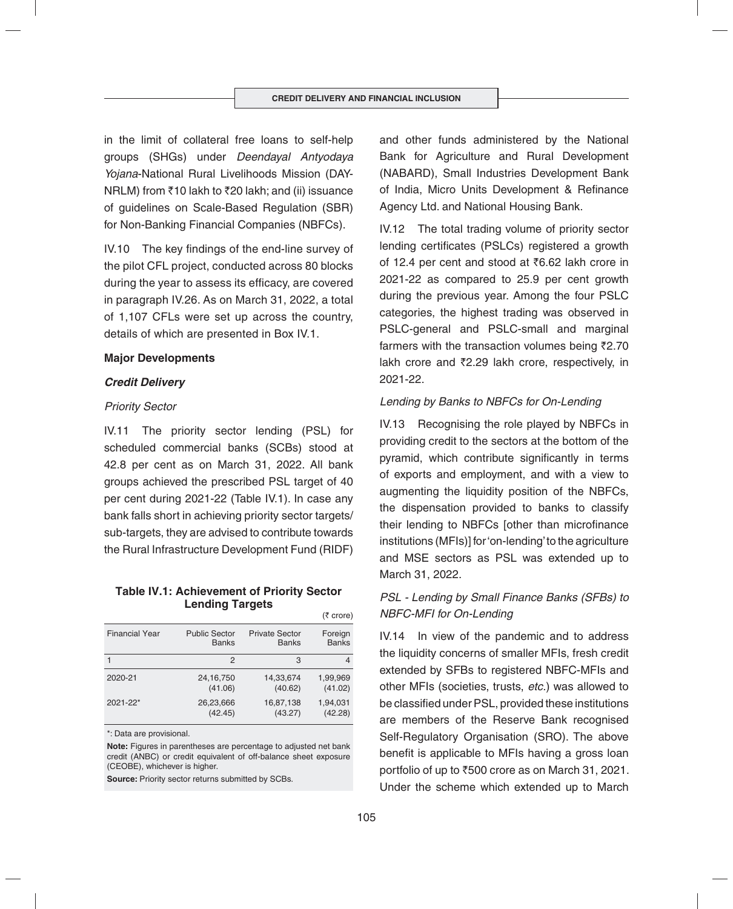in the limit of collateral free loans to self-help groups (SHGs) under *Deendayal Antyodaya Yojana*-National Rural Livelihoods Mission (DAY-NRLM) from ₹10 lakh to ₹20 lakh; and (ii) issuance of guidelines on Scale-Based Regulation (SBR) for Non-Banking Financial Companies (NBFCs).

IV.10 The key findings of the end-line survey of the pilot CFL project, conducted across 80 blocks during the year to assess its efficacy, are covered in paragraph IV.26. As on March 31, 2022, a total of 1,107 CFLs were set up across the country, details of which are presented in Box IV.1.

**Major Developments**

***Credit Delivery***

*Priority Sector*

IV.11 The priority sector lending (PSL) for scheduled commercial banks (SCBs) stood at 42.8 per cent as on March 31, 2022. All bank groups achieved the prescribed PSL target of 40 per cent during 2021-22 (Table IV.1). In case any bank falls short in achieving priority sector targets/sub-targets, they are advised to contribute towards the Rural Infrastructure Development Fund (RIDF) and other funds administered by the National Bank for Agriculture and Rural Development (NABARD), Small Industries Development Bank of India, Micro Units Development & Refinance Agency Ltd. and National Housing Bank.

**Table IV.1: Achievement of Priority Sector Lending Targets**

(₹ crore)

| Financial Year | Public Sector Banks | Private Sector Banks | Foreign Banks |
|---|---|---|---|
| 1 | 2 | 3 | 4 |
| 2020-21 | 24,16,750 (41.06) | 14,33,674 (40.62) | 1,99,969 (41.02) |
| 2021-22* | 26,23,666 (42.45) | 16,87,138 (43.27) | 1,94,031 (42.28) |

*: Data are provisional.

**Note:** Figures in parentheses are percentage to adjusted net bank credit (ANBC) or credit equivalent of off-balance sheet exposure (CEOBE), whichever is higher.

**Source:** Priority sector returns submitted by SCBs.

IV.12 The total trading volume of priority sector lending certificates (PSLCs) registered a growth of 12.4 per cent and stood at ₹6.62 lakh crore in 2021-22 as compared to 25.9 per cent growth during the previous year. Among the four PSLC categories, the highest trading was observed in PSLC-general and PSLC-small and marginal farmers with the transaction volumes being ₹2.70 lakh crore and ₹2.29 lakh crore, respectively, in 2021-22.

*Lending by Banks to NBFCs for On-Lending*

IV.13 Recognising the role played by NBFCs in providing credit to the sectors at the bottom of the pyramid, which contribute significantly in terms of exports and employment, and with a view to augmenting the liquidity position of the NBFCs, the dispensation provided to banks to classify their lending to NBFCs [other than microfinance institutions (MFIs)] for 'on-lending' to the agriculture and MSE sectors as PSL was extended up to March 31, 2022.

*PSL - Lending by Small Finance Banks (SFBs) to NBFC-MFI for On-Lending*

IV.14 In view of the pandemic and to address the liquidity concerns of smaller MFIs, fresh credit extended by SFBs to registered NBFC-MFIs and other MFIs (societies, trusts, *etc.*) was allowed to be classified under PSL, provided these institutions are members of the Reserve Bank recognised Self-Regulatory Organisation (SRO). The above benefit is applicable to MFIs having a gross loan portfolio of up to ₹500 crore as on March 31, 2021. Under the scheme which extended up to March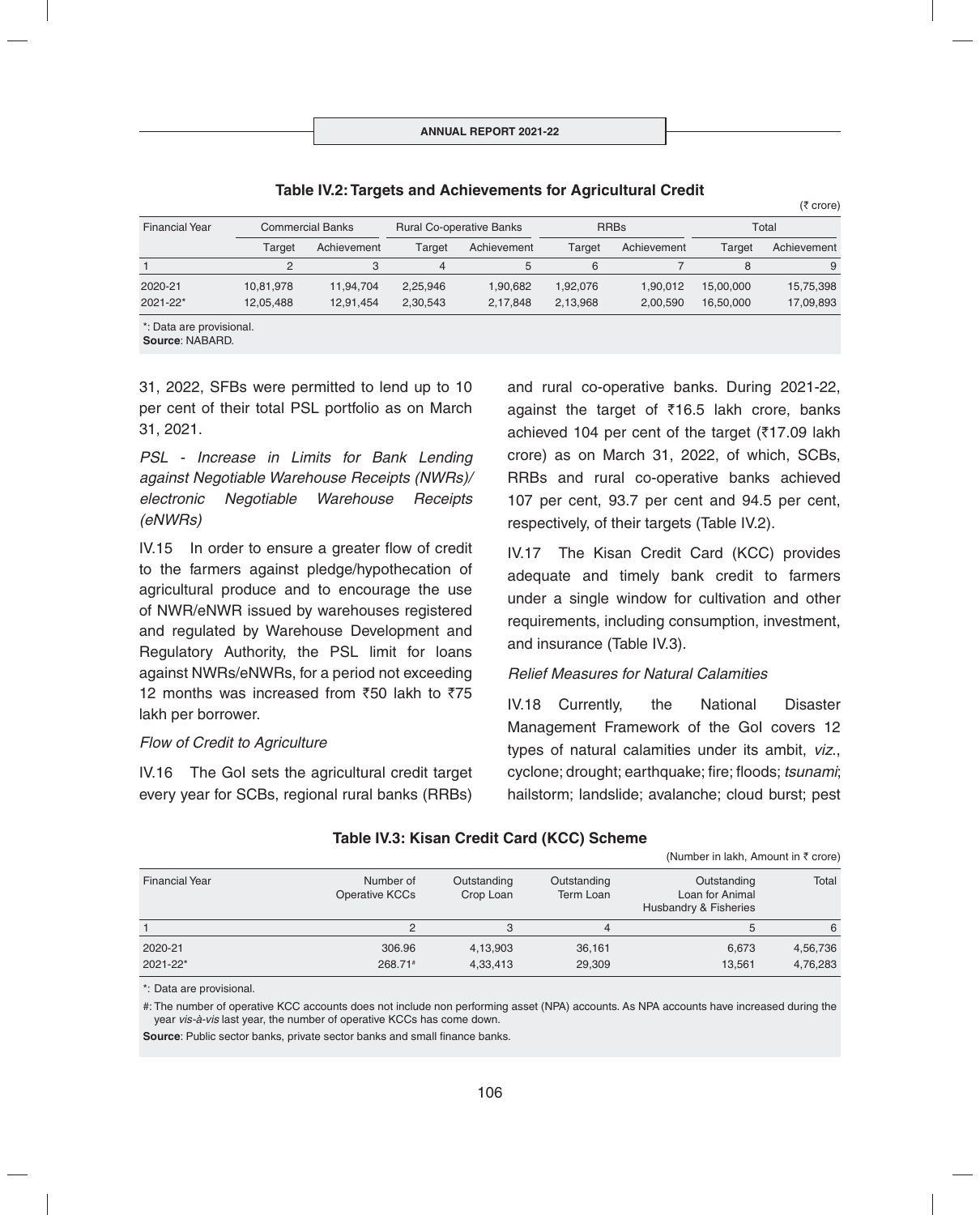**Table IV.2: Targets and Achievements for Agricultural Credit**

(₹ crore)

| Financial Year | Commercial Banks | | Rural Co-operative Banks | | RRBs | | Total | |
|---|---|---|---|---|---|---|---|---|
| | Target | Achievement | Target | Achievement | Target | Achievement | Target | Achievement |
| 1 | 2 | 3 | 4 | 5 | 6 | 7 | 8 | 9 |
| 2020-21 | 10,81,978 | 11,94,704 | 2,25,946 | 1,90,682 | 1,92,076 | 1,90,012 | 15,00,000 | 15,75,398 |
| 2021-22* | 12,05,488 | 12,91,454 | 2,30,543 | 2,17,848 | 2,13,968 | 2,00,590 | 16,50,000 | 17,09,893 |

*: Data are provisional.
**Source**: NABARD.

31, 2022, SFBs were permitted to lend up to 10 per cent of their total PSL portfolio as on March 31, 2021.

*PSL - Increase in Limits for Bank Lending against Negotiable Warehouse Receipts (NWRs)/ electronic Negotiable Warehouse Receipts (eNWRs)*

IV.15 In order to ensure a greater flow of credit to the farmers against pledge/hypothecation of agricultural produce and to encourage the use of NWR/eNWR issued by warehouses registered and regulated by Warehouse Development and Regulatory Authority, the PSL limit for loans against NWRs/eNWRs, for a period not exceeding 12 months was increased from ₹50 lakh to ₹75 lakh per borrower.

*Flow of Credit to Agriculture*

IV.16 The GoI sets the agricultural credit target every year for SCBs, regional rural banks (RRBs) and rural co-operative banks. During 2021-22, against the target of ₹16.5 lakh crore, banks achieved 104 per cent of the target (₹17.09 lakh crore) as on March 31, 2022, of which, SCBs, RRBs and rural co-operative banks achieved 107 per cent, 93.7 per cent and 94.5 per cent, respectively, of their targets (Table IV.2).

IV.17 The Kisan Credit Card (KCC) provides adequate and timely bank credit to farmers under a single window for cultivation and other requirements, including consumption, investment, and insurance (Table IV.3).

*Relief Measures for Natural Calamities*

IV.18 Currently, the National Disaster Management Framework of the GoI covers 12 types of natural calamities under its ambit, *viz.*, cyclone; drought; earthquake; fire; floods; *tsunami*; hailstorm; landslide; avalanche; cloud burst; pest

**Table IV.3: Kisan Credit Card (KCC) Scheme**

(Number in lakh, Amount in ₹ crore)

| Financial Year | Number of Operative KCCs | Outstanding Crop Loan | Outstanding Term Loan | Outstanding Loan for Animal Husbandry & Fisheries | Total |
|---|---|---|---|---|---|
| 1 | 2 | 3 | 4 | 5 | 6 |
| 2020-21 | 306.96 | 4,13,903 | 36,161 | 6,673 | 4,56,736 |
| 2021-22* | 268.71# | 4,33,413 | 29,309 | 13,561 | 4,76,283 |

*: Data are provisional.

#: The number of operative KCC accounts does not include non performing asset (NPA) accounts. As NPA accounts have increased during the year *vis-à-vis* last year, the number of operative KCCs has come down.

**Source**: Public sector banks, private sector banks and small finance banks.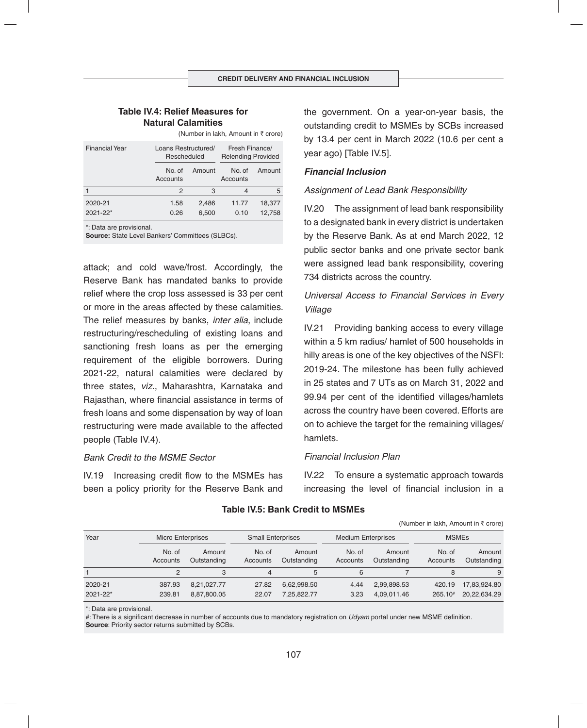**Table IV.4: Relief Measures for Natural Calamities**

(Number in lakh, Amount in ₹ crore)

| Financial Year | Loans Restructured/ Rescheduled | | Fresh Finance/ Relending Provided | |
|---|---|---|---|---|
| | No. of Accounts | Amount | No. of Accounts | Amount |
| 1 | 2 | 3 | 4 | 5 |
| 2020-21 | 1.58 | 2,486 | 11.77 | 18,377 |
| 2021-22* | 0.26 | 6,500 | 0.10 | 12,758 |

*: Data are provisional.
**Source:** State Level Bankers' Committees (SLBCs).

attack; and cold wave/frost. Accordingly, the Reserve Bank has mandated banks to provide relief where the crop loss assessed is 33 per cent or more in the areas affected by these calamities. The relief measures by banks, *inter alia*, include restructuring/rescheduling of existing loans and sanctioning fresh loans as per the emerging requirement of the eligible borrowers. During 2021-22, natural calamities were declared by three states, *viz*., Maharashtra, Karnataka and Rajasthan, where financial assistance in terms of fresh loans and some dispensation by way of loan restructuring were made available to the affected people (Table IV.4).

*Bank Credit to the MSME Sector*

IV.19 Increasing credit flow to the MSMEs has been a policy priority for the Reserve Bank and the government. On a year-on-year basis, the outstanding credit to MSMEs by SCBs increased by 13.4 per cent in March 2022 (10.6 per cent a year ago) [Table IV.5].

***Financial Inclusion***

*Assignment of Lead Bank Responsibility*

IV.20 The assignment of lead bank responsibility to a designated bank in every district is undertaken by the Reserve Bank. As at end March 2022, 12 public sector banks and one private sector bank were assigned lead bank responsibility, covering 734 districts across the country.

*Universal Access to Financial Services in Every Village*

IV.21 Providing banking access to every village within a 5 km radius/ hamlet of 500 households in hilly areas is one of the key objectives of the NSFI: 2019-24. The milestone has been fully achieved in 25 states and 7 UTs as on March 31, 2022 and 99.94 per cent of the identified villages/hamlets across the country have been covered. Efforts are on to achieve the target for the remaining villages/ hamlets.

*Financial Inclusion Plan*

IV.22 To ensure a systematic approach towards increasing the level of financial inclusion in a

**Table IV.5: Bank Credit to MSMEs**

(Number in lakh, Amount in ₹ crore)

| Year | Micro Enterprises | | Small Enterprises | | Medium Enterprises | | MSMEs | |
|---|---|---|---|---|---|---|---|---|
| | No. of Accounts | Amount Outstanding | No. of Accounts | Amount Outstanding | No. of Accounts | Amount Outstanding | No. of Accounts | Amount Outstanding |
| 1 | 2 | 3 | 4 | 5 | 6 | 7 | 8 | 9 |
| 2020-21 | 387.93 | 8,21,027.77 | 27.82 | 6,62,998.50 | 4.44 | 2,99,898.53 | 420.19 | 17,83,924.80 |
| 2021-22* | 239.81 | 8,87,800.05 | 22.07 | 7,25,822.77 | 3.23 | 4,09,011.46 | 265.10# | 20,22,634.29 |

*: Data are provisional.
#: There is a significant decrease in number of accounts due to mandatory registration on *Udyam* portal under new MSME definition.
**Source**: Priority sector returns submitted by SCBs.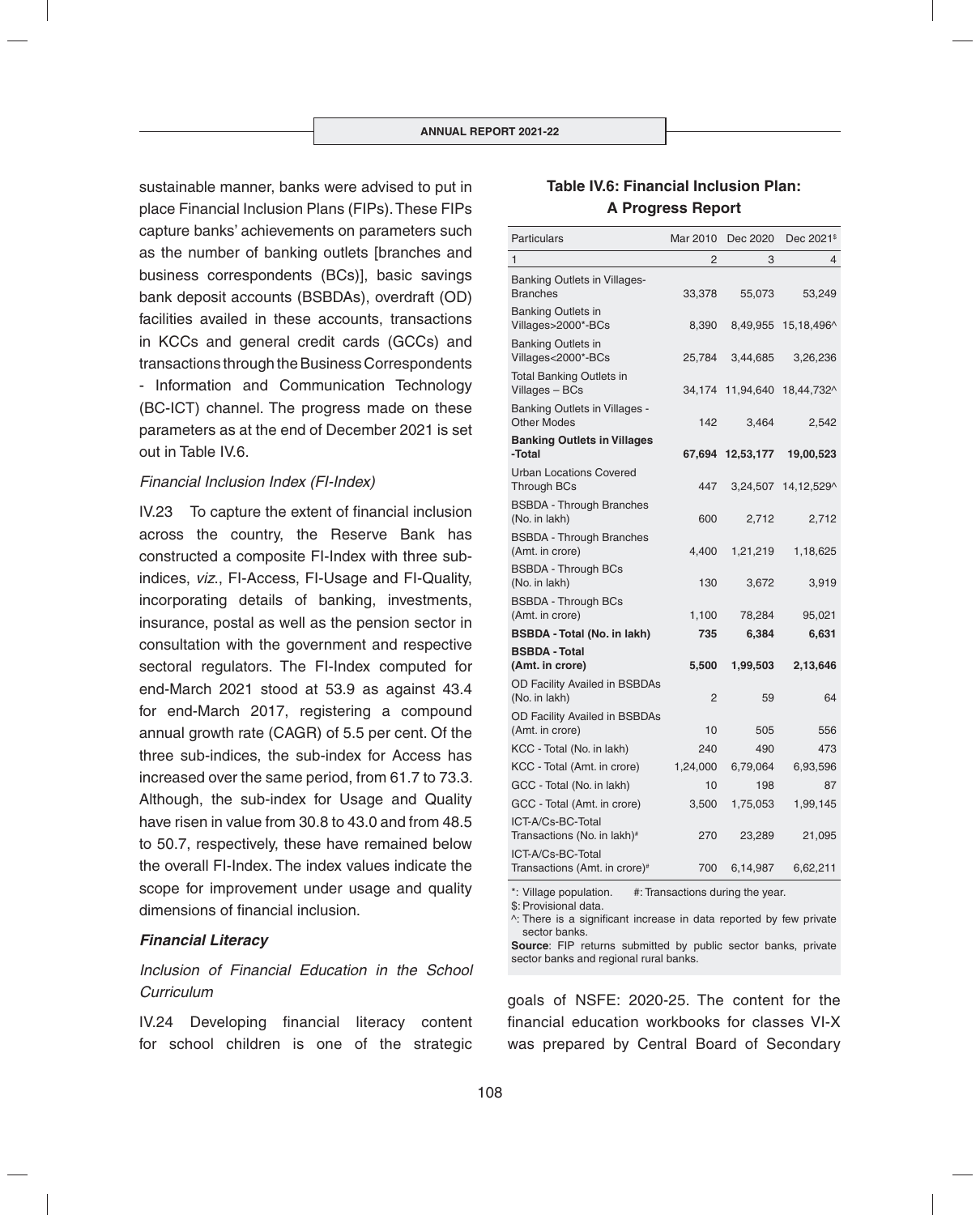sustainable manner, banks were advised to put in place Financial Inclusion Plans (FIPs). These FIPs capture banks' achievements on parameters such as the number of banking outlets [branches and business correspondents (BCs)], basic savings bank deposit accounts (BSBDAs), overdraft (OD) facilities availed in these accounts, transactions in KCCs and general credit cards (GCCs) and transactions through the Business Correspondents - Information and Communication Technology (BC-ICT) channel. The progress made on these parameters as at the end of December 2021 is set out in Table IV.6.

### Table IV.6: Financial Inclusion Plan: A Progress Report

| Particulars | Mar 2010 | Dec 2020 | Dec 2021$ |
|---|---|---|---|
| 1 | 2 | 3 | 4 |
| Banking Outlets in Villages- Branches | 33,378 | 55,073 | 53,249 |
| Banking Outlets in Villages>2000*-BCs | 8,390 | 8,49,955 | 15,18,496^ |
| Banking Outlets in Villages<2000*-BCs | 25,784 | 3,44,685 | 3,26,236 |
| Total Banking Outlets in Villages – BCs | 34,174 | 11,94,640 | 18,44,732^ |
| Banking Outlets in Villages - Other Modes | 142 | 3,464 | 2,542 |
| **Banking Outlets in Villages -Total** | **67,694** | **12,53,177** | **19,00,523** |
| Urban Locations Covered Through BCs | 447 | 3,24,507 | 14,12,529^ |
| BSBDA - Through Branches (No. in lakh) | 600 | 2,712 | 2,712 |
| BSBDA - Through Branches (Amt. in crore) | 4,400 | 1,21,219 | 1,18,625 |
| BSBDA - Through BCs (No. in lakh) | 130 | 3,672 | 3,919 |
| BSBDA - Through BCs (Amt. in crore) | 1,100 | 78,284 | 95,021 |
| **BSBDA - Total (No. in lakh)** | **735** | **6,384** | **6,631** |
| **BSBDA - Total (Amt. in crore)** | **5,500** | **1,99,503** | **2,13,646** |
| OD Facility Availed in BSBDAs (No. in lakh) | 2 | 59 | 64 |
| OD Facility Availed in BSBDAs (Amt. in crore) | 10 | 505 | 556 |
| KCC - Total (No. in lakh) | 240 | 490 | 473 |
| KCC - Total (Amt. in crore) | 1,24,000 | 6,79,064 | 6,93,596 |
| GCC - Total (No. in lakh) | 10 | 198 | 87 |
| GCC - Total (Amt. in crore) | 3,500 | 1,75,053 | 1,99,145 |
| ICT-A/Cs-BC-Total Transactions (No. in lakh)# | 270 | 23,289 | 21,095 |
| ICT-A/Cs-BC-Total Transactions (Amt. in crore)# | 700 | 6,14,987 | 6,62,211 |

*: Village population. #: Transactions during the year.
$: Provisional data.
^: There is a significant increase in data reported by few private sector banks.
**Source**: FIP returns submitted by public sector banks, private sector banks and regional rural banks.

*Financial Inclusion Index (FI-Index)*

IV.23 To capture the extent of financial inclusion across the country, the Reserve Bank has constructed a composite FI-Index with three sub-indices, *viz.*, FI-Access, FI-Usage and FI-Quality, incorporating details of banking, investments, insurance, postal as well as the pension sector in consultation with the government and respective sectoral regulators. The FI-Index computed for end-March 2021 stood at 53.9 as against 43.4 for end-March 2017, registering a compound annual growth rate (CAGR) of 5.5 per cent. Of the three sub-indices, the sub-index for Access has increased over the same period, from 61.7 to 73.3. Although, the sub-index for Usage and Quality have risen in value from 30.8 to 43.0 and from 48.5 to 50.7, respectively, these have remained below the overall FI-Index. The index values indicate the scope for improvement under usage and quality dimensions of financial inclusion.

#### *Financial Literacy*

*Inclusion of Financial Education in the School Curriculum*

IV.24 Developing financial literacy content for school children is one of the strategic goals of NSFE: 2020-25. The content for the financial education workbooks for classes VI-X was prepared by Central Board of Secondary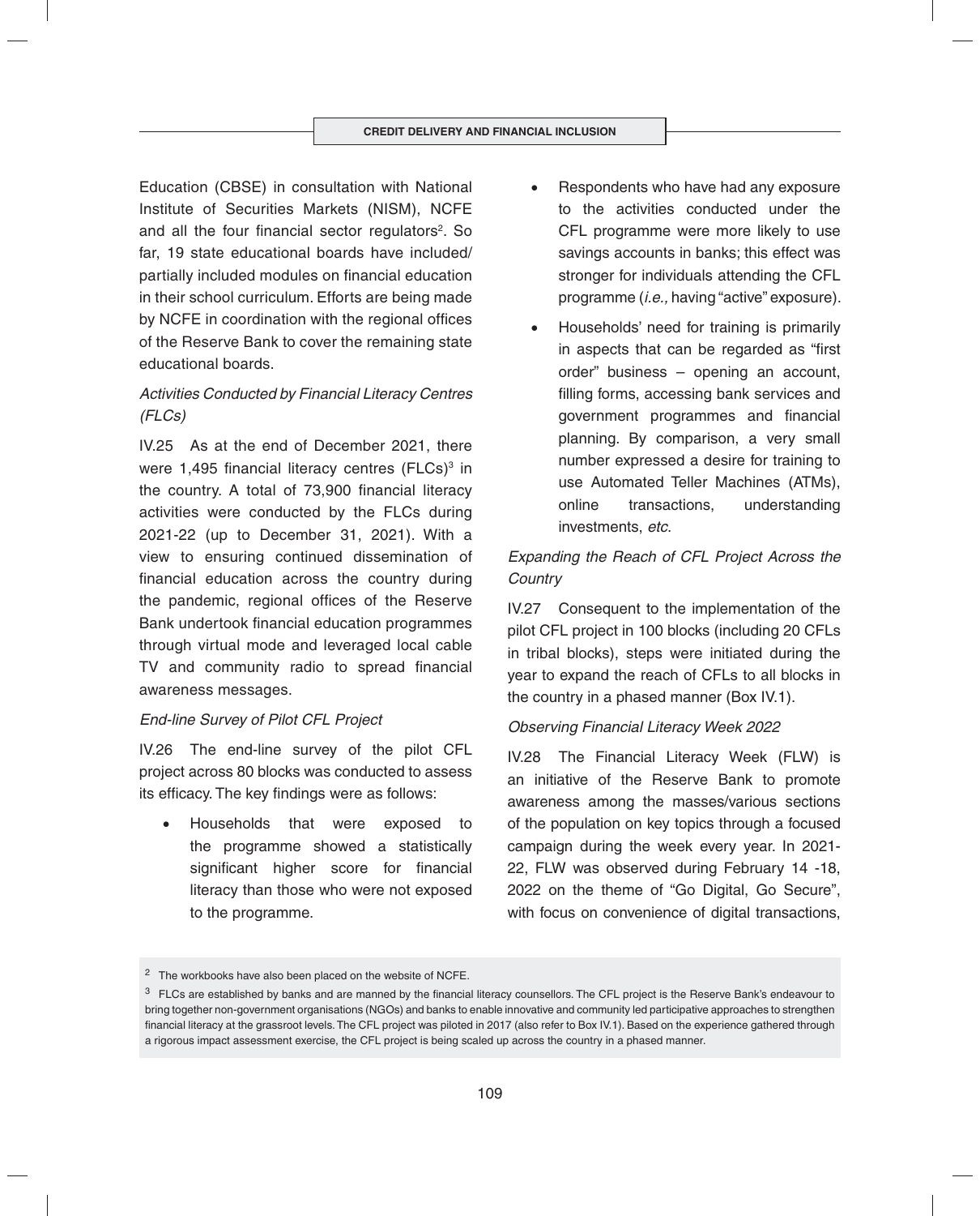Education (CBSE) in consultation with National Institute of Securities Markets (NISM), NCFE and all the four financial sector regulators[2]. So far, 19 state educational boards have included/ partially included modules on financial education in their school curriculum. Efforts are being made by NCFE in coordination with the regional offices of the Reserve Bank to cover the remaining state educational boards.

*Activities Conducted by Financial Literacy Centres (FLCs)*

IV.25 As at the end of December 2021, there were 1,495 financial literacy centres (FLCs)[3] in the country. A total of 73,900 financial literacy activities were conducted by the FLCs during 2021-22 (up to December 31, 2021). With a view to ensuring continued dissemination of financial education across the country during the pandemic, regional offices of the Reserve Bank undertook financial education programmes through virtual mode and leveraged local cable TV and community radio to spread financial awareness messages.

*End-line Survey of Pilot CFL Project*

IV.26 The end-line survey of the pilot CFL project across 80 blocks was conducted to assess its efficacy. The key findings were as follows:

- Households that were exposed to the programme showed a statistically significant higher score for financial literacy than those who were not exposed to the programme.
- Respondents who have had any exposure to the activities conducted under the CFL programme were more likely to use savings accounts in banks; this effect was stronger for individuals attending the CFL programme (*i.e.,* having "active" exposure).
- Households' need for training is primarily in aspects that can be regarded as "first order" business – opening an account, filling forms, accessing bank services and government programmes and financial planning. By comparison, a very small number expressed a desire for training to use Automated Teller Machines (ATMs), online transactions, understanding investments, *etc*.

*Expanding the Reach of CFL Project Across the Country*

IV.27 Consequent to the implementation of the pilot CFL project in 100 blocks (including 20 CFLs in tribal blocks), steps were initiated during the year to expand the reach of CFLs to all blocks in the country in a phased manner (Box IV.1).

*Observing Financial Literacy Week 2022*

IV.28 The Financial Literacy Week (FLW) is an initiative of the Reserve Bank to promote awareness among the masses/various sections of the population on key topics through a focused campaign during the week every year. In 2021-22, FLW was observed during February 14 -18, 2022 on the theme of "Go Digital, Go Secure", with focus on convenience of digital transactions,

---

[2] The workbooks have also been placed on the website of NCFE.

[3] FLCs are established by banks and are manned by the financial literacy counsellors. The CFL project is the Reserve Bank's endeavour to bring together non-government organisations (NGOs) and banks to enable innovative and community led participative approaches to strengthen financial literacy at the grassroot levels. The CFL project was piloted in 2017 (also refer to Box IV.1). Based on the experience gathered through a rigorous impact assessment exercise, the CFL project is being scaled up across the country in a phased manner.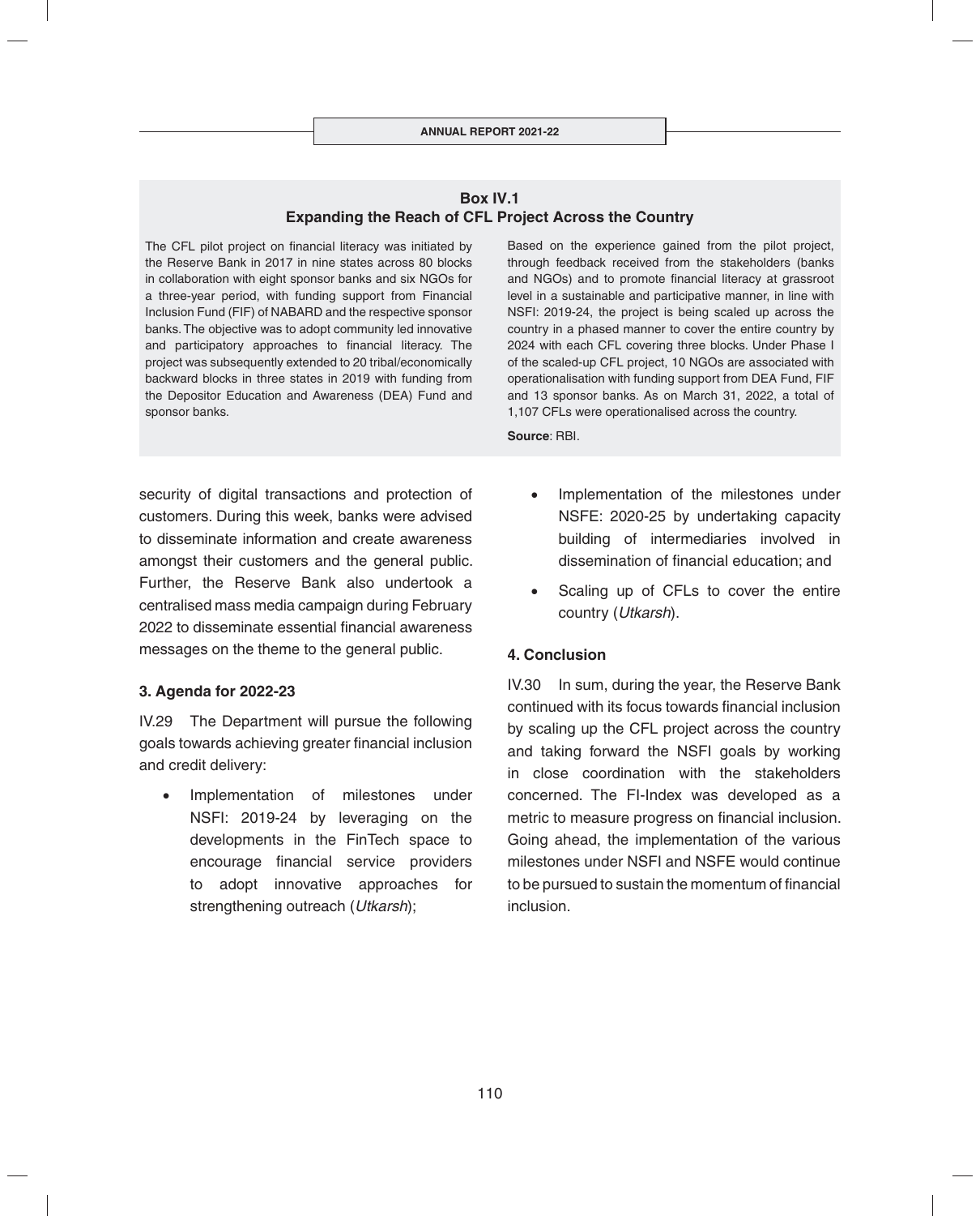**Box IV.1**
**Expanding the Reach of CFL Project Across the Country**

The CFL pilot project on financial literacy was initiated by the Reserve Bank in 2017 in nine states across 80 blocks in collaboration with eight sponsor banks and six NGOs for a three-year period, with funding support from Financial Inclusion Fund (FIF) of NABARD and the respective sponsor banks. The objective was to adopt community led innovative and participatory approaches to financial literacy. The project was subsequently extended to 20 tribal/economically backward blocks in three states in 2019 with funding from the Depositor Education and Awareness (DEA) Fund and sponsor banks.

Based on the experience gained from the pilot project, through feedback received from the stakeholders (banks and NGOs) and to promote financial literacy at grassroot level in a sustainable and participative manner, in line with NSFI: 2019-24, the project is being scaled up across the country in a phased manner to cover the entire country by 2024 with each CFL covering three blocks. Under Phase I of the scaled-up CFL project, 10 NGOs are associated with operationalisation with funding support from DEA Fund, FIF and 13 sponsor banks. As on March 31, 2022, a total of 1,107 CFLs were operationalised across the country.

**Source**: RBI.

security of digital transactions and protection of customers. During this week, banks were advised to disseminate information and create awareness amongst their customers and the general public. Further, the Reserve Bank also undertook a centralised mass media campaign during February 2022 to disseminate essential financial awareness messages on the theme to the general public.

### 3. Agenda for 2022-23

IV.29 The Department will pursue the following goals towards achieving greater financial inclusion and credit delivery:

- Implementation of milestones under NSFI: 2019-24 by leveraging on the developments in the FinTech space to encourage financial service providers to adopt innovative approaches for strengthening outreach (*Utkarsh*);
- Implementation of the milestones under NSFE: 2020-25 by undertaking capacity building of intermediaries involved in dissemination of financial education; and
- Scaling up of CFLs to cover the entire country (*Utkarsh*).

### 4. Conclusion

IV.30 In sum, during the year, the Reserve Bank continued with its focus towards financial inclusion by scaling up the CFL project across the country and taking forward the NSFI goals by working in close coordination with the stakeholders concerned. The FI-Index was developed as a metric to measure progress on financial inclusion. Going ahead, the implementation of the various milestones under NSFI and NSFE would continue to be pursued to sustain the momentum of financial inclusion.